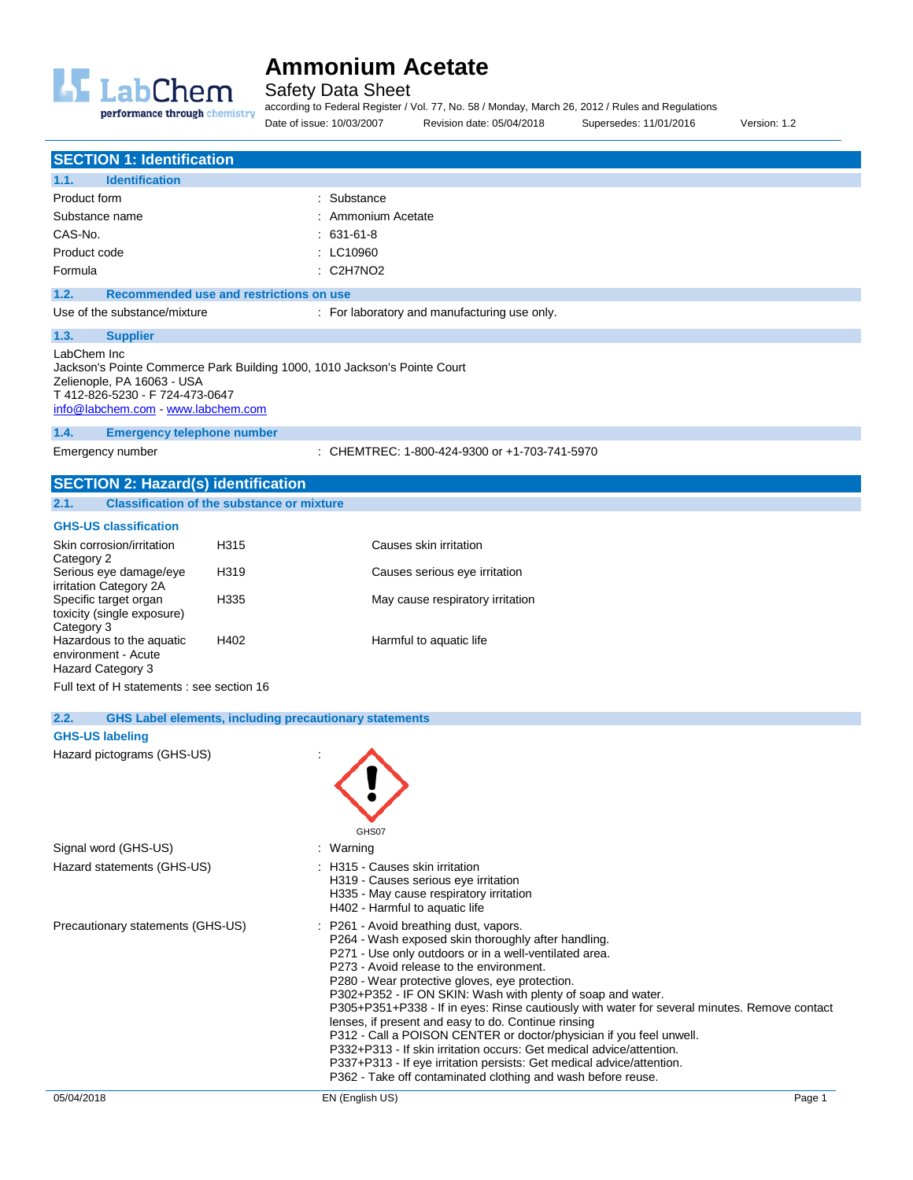# Ammonium Acetate

Safety Data Sheet

according to Federal Register / Vol. 77, No. 58 / Monday, March 26, 2012 / Rules and Regulations

Date of issue: 10/03/2007 Revision date: 05/04/2018 Supersedes: 11/01/2016 Version: 1.2

## SECTION 1: Identification

### 1.1. Identification

| | |
|---|---|
| Product form | : Substance |
| Substance name | : Ammonium Acetate |
| CAS-No. | : 631-61-8 |
| Product code | : LC10960 |
| Formula | : C2H7NO2 |

### 1.2. Recommended use and restrictions on use

Use of the substance/mixture : For laboratory and manufacturing use only.

### 1.3. Supplier

LabChem Inc
Jackson's Pointe Commerce Park Building 1000, 1010 Jackson's Pointe Court
Zelienople, PA 16063 - USA
T 412-826-5230 - F 724-473-0647
info@labchem.com - www.labchem.com

### 1.4. Emergency telephone number

Emergency number : CHEMTREC: 1-800-424-9300 or +1-703-741-5970

## SECTION 2: Hazard(s) identification

### 2.1. Classification of the substance or mixture

**GHS-US classification**

| | | |
|---|---|---|
| Skin corrosion/irritation Category 2 | H315 | Causes skin irritation |
| Serious eye damage/eye irritation Category 2A | H319 | Causes serious eye irritation |
| Specific target organ toxicity (single exposure) Category 3 | H335 | May cause respiratory irritation |
| Hazardous to the aquatic environment - Acute Hazard Category 3 | H402 | Harmful to aquatic life |

Full text of H statements : see section 16

### 2.2. GHS Label elements, including precautionary statements

**GHS-US labeling**

Hazard pictograms (GHS-US) :

GHS07

Signal word (GHS-US) : Warning

Hazard statements (GHS-US) :
- H315 - Causes skin irritation
- H319 - Causes serious eye irritation
- H335 - May cause respiratory irritation
- H402 - Harmful to aquatic life

Precautionary statements (GHS-US) :
- P261 - Avoid breathing dust, vapors.
- P264 - Wash exposed skin thoroughly after handling.
- P271 - Use only outdoors or in a well-ventilated area.
- P273 - Avoid release to the environment.
- P280 - Wear protective gloves, eye protection.
- P302+P352 - IF ON SKIN: Wash with plenty of soap and water.
- P305+P351+P338 - If in eyes: Rinse cautiously with water for several minutes. Remove contact lenses, if present and easy to do. Continue rinsing
- P312 - Call a POISON CENTER or doctor/physician if you feel unwell.
- P332+P313 - If skin irritation occurs: Get medical advice/attention.
- P337+P313 - If eye irritation persists: Get medical advice/attention.
- P362 - Take off contaminated clothing and wash before reuse.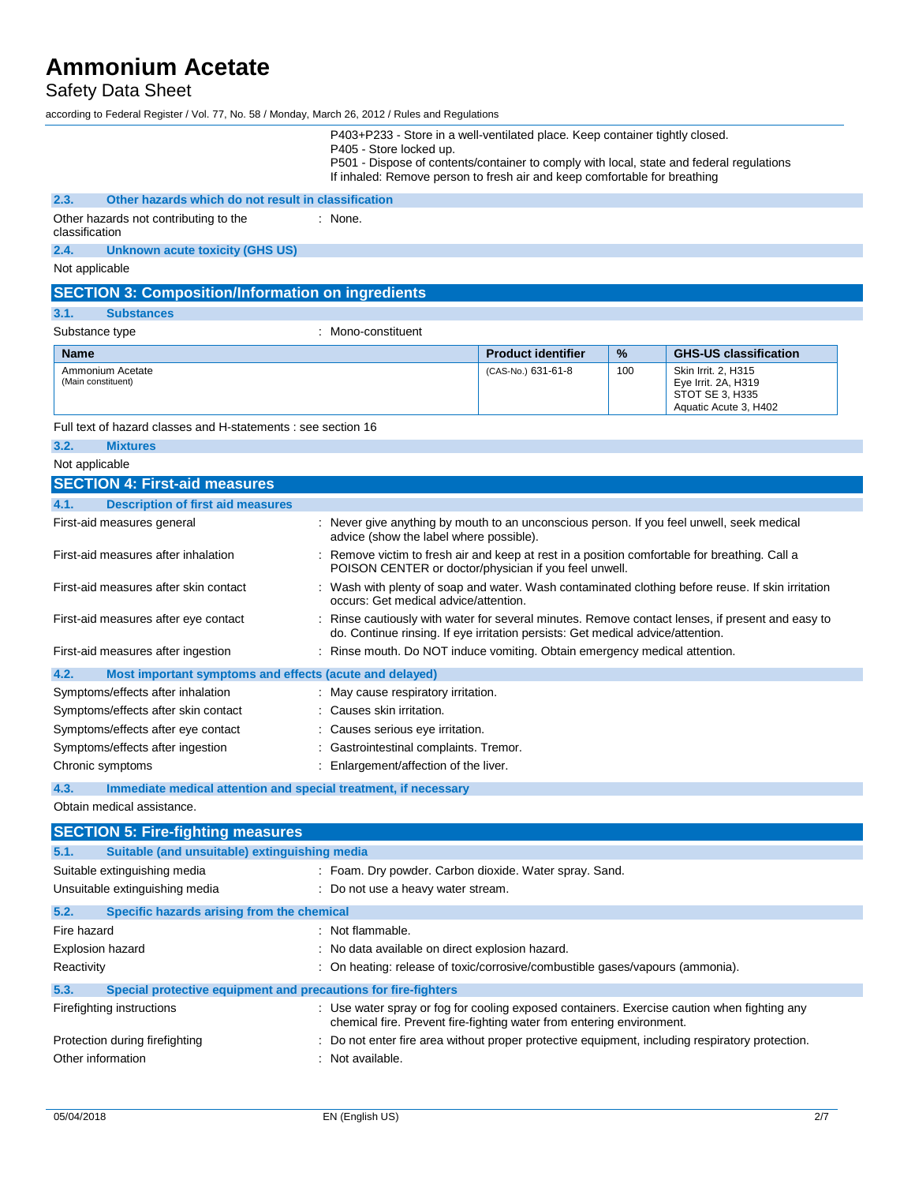P403+P233 - Store in a well-ventilated place. Keep container tightly closed.
P405 - Store locked up.
P501 - Dispose of contents/container to comply with local, state and federal regulations
If inhaled: Remove person to fresh air and keep comfortable for breathing

### 2.3. Other hazards which do not result in classification

Other hazards not contributing to the classification : None.

### 2.4. Unknown acute toxicity (GHS US)

Not applicable

## SECTION 3: Composition/Information on ingredients

### 3.1. Substances

Substance type : Mono-constituent

| Name | Product identifier | % | GHS-US classification |
|---|---|---|---|
| Ammonium Acetate (Main constituent) | (CAS-No.) 631-61-8 | 100 | Skin Irrit. 2, H315<br>Eye Irrit. 2A, H319<br>STOT SE 3, H335<br>Aquatic Acute 3, H402 |

Full text of hazard classes and H-statements : see section 16

### 3.2. Mixtures

Not applicable

## SECTION 4: First-aid measures

### 4.1. Description of first aid measures

First-aid measures general : Never give anything by mouth to an unconscious person. If you feel unwell, seek medical advice (show the label where possible).

First-aid measures after inhalation : Remove victim to fresh air and keep at rest in a position comfortable for breathing. Call a POISON CENTER or doctor/physician if you feel unwell.

First-aid measures after skin contact : Wash with plenty of soap and water. Wash contaminated clothing before reuse. If skin irritation occurs: Get medical advice/attention.

First-aid measures after eye contact : Rinse cautiously with water for several minutes. Remove contact lenses, if present and easy to do. Continue rinsing. If eye irritation persists: Get medical advice/attention.

First-aid measures after ingestion : Rinse mouth. Do NOT induce vomiting. Obtain emergency medical attention.

### 4.2. Most important symptoms and effects (acute and delayed)

Symptoms/effects after inhalation : May cause respiratory irritation.

Symptoms/effects after skin contact : Causes skin irritation.

Symptoms/effects after eye contact : Causes serious eye irritation.

Symptoms/effects after ingestion : Gastrointestinal complaints. Tremor.

Chronic symptoms : Enlargement/affection of the liver.

### 4.3. Immediate medical attention and special treatment, if necessary

Obtain medical assistance.

## SECTION 5: Fire-fighting measures

### 5.1. Suitable (and unsuitable) extinguishing media

Suitable extinguishing media : Foam. Dry powder. Carbon dioxide. Water spray. Sand.

Unsuitable extinguishing media : Do not use a heavy water stream.

### 5.2. Specific hazards arising from the chemical

Fire hazard : Not flammable.

Explosion hazard : No data available on direct explosion hazard.

Reactivity : On heating: release of toxic/corrosive/combustible gases/vapours (ammonia).

### 5.3. Special protective equipment and precautions for fire-fighters

Firefighting instructions : Use water spray or fog for cooling exposed containers. Exercise caution when fighting any chemical fire. Prevent fire-fighting water from entering environment.

Protection during firefighting : Do not enter fire area without proper protective equipment, including respiratory protection.

Other information : Not available.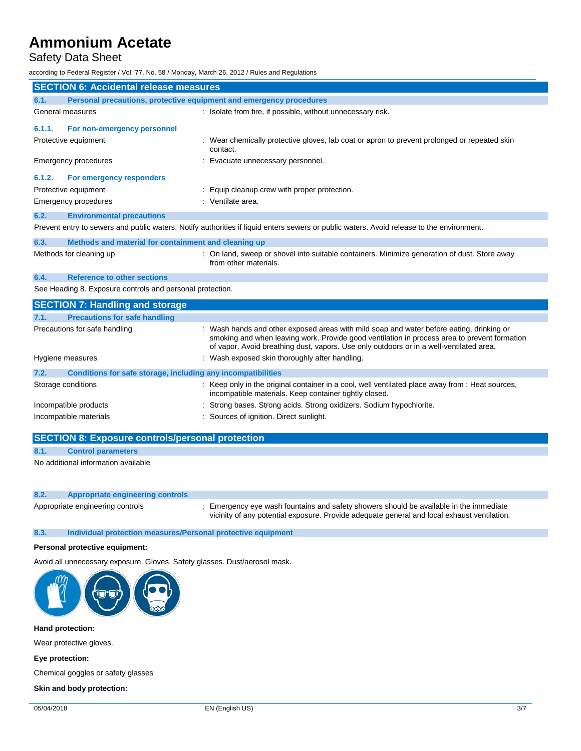## SECTION 6: Accidental release measures

### 6.1. Personal precautions, protective equipment and emergency procedures

General measures : Isolate from fire, if possible, without unnecessary risk.

#### 6.1.1. For non-emergency personnel

Protective equipment : Wear chemically protective gloves, lab coat or apron to prevent prolonged or repeated skin contact.

Emergency procedures : Evacuate unnecessary personnel.

#### 6.1.2. For emergency responders

Protective equipment : Equip cleanup crew with proper protection.

Emergency procedures : Ventilate area.

### 6.2. Environmental precautions

Prevent entry to sewers and public waters. Notify authorities if liquid enters sewers or public waters. Avoid release to the environment.

### 6.3. Methods and material for containment and cleaning up

Methods for cleaning up : On land, sweep or shovel into suitable containers. Minimize generation of dust. Store away from other materials.

### 6.4. Reference to other sections

See Heading 8. Exposure controls and personal protection.

## SECTION 7: Handling and storage

### 7.1. Precautions for safe handling

Precautions for safe handling : Wash hands and other exposed areas with mild soap and water before eating, drinking or smoking and when leaving work. Provide good ventilation in process area to prevent formation of vapor. Avoid breathing dust, vapors. Use only outdoors or in a well-ventilated area.

Hygiene measures : Wash exposed skin thoroughly after handling.

### 7.2. Conditions for safe storage, including any incompatibilities

Storage conditions : Keep only in the original container in a cool, well ventilated place away from : Heat sources, incompatible materials. Keep container tightly closed.

Incompatible products : Strong bases. Strong acids. Strong oxidizers. Sodium hypochlorite.

Incompatible materials : Sources of ignition. Direct sunlight.

## SECTION 8: Exposure controls/personal protection

### 8.1. Control parameters

No additional information available

### 8.2. Appropriate engineering controls

Appropriate engineering controls : Emergency eye wash fountains and safety showers should be available in the immediate vicinity of any potential exposure. Provide adequate general and local exhaust ventilation.

### 8.3. Individual protection measures/Personal protective equipment

**Personal protective equipment:**

Avoid all unnecessary exposure. Gloves. Safety glasses. Dust/aerosol mask.

**Hand protection:**

Wear protective gloves.

**Eye protection:**

Chemical goggles or safety glasses

**Skin and body protection:**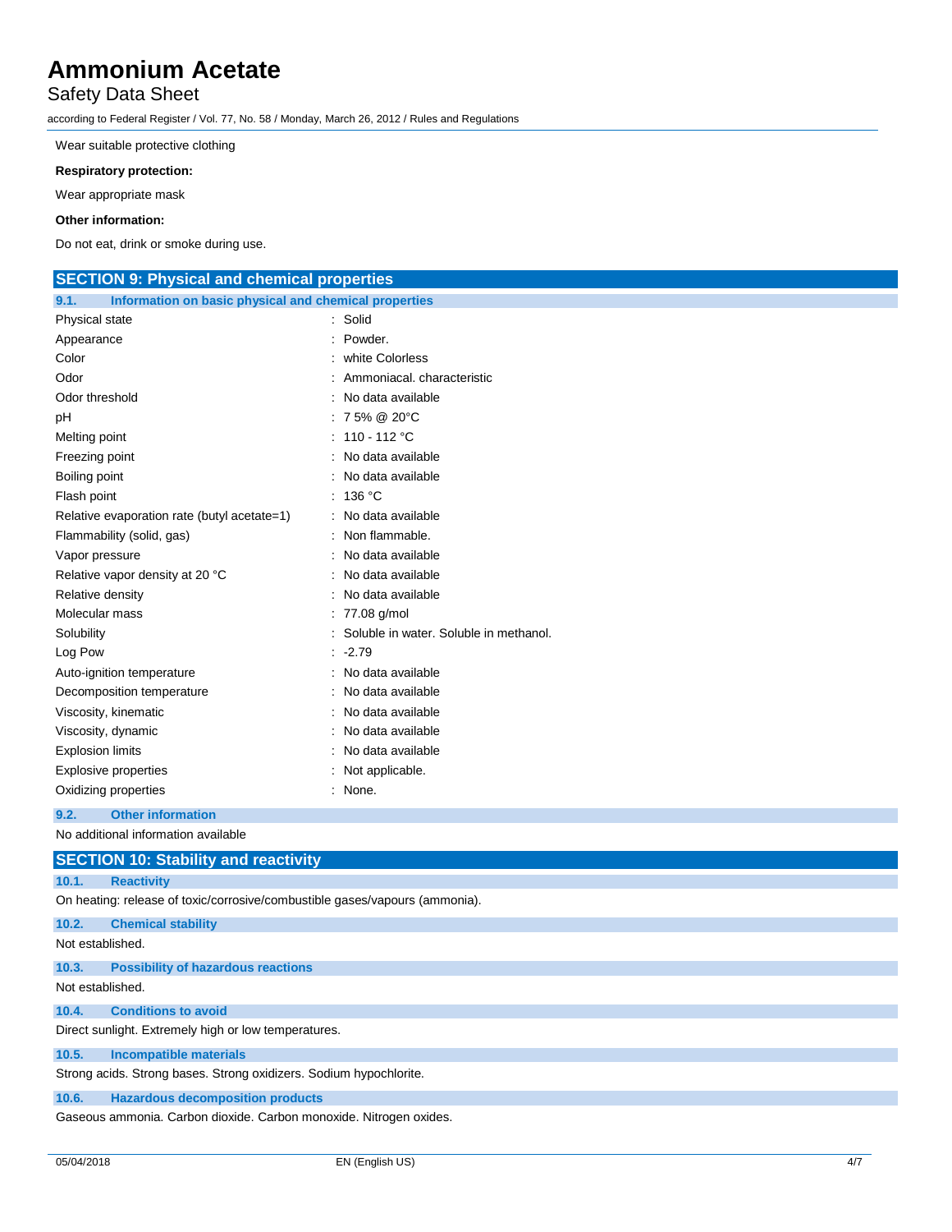Wear suitable protective clothing

**Respiratory protection:**

Wear appropriate mask

**Other information:**

Do not eat, drink or smoke during use.

## SECTION 9: Physical and chemical properties

### 9.1. Information on basic physical and chemical properties

| | |
|---|---|
| Physical state | : Solid |
| Appearance | : Powder. |
| Color | : white Colorless |
| Odor | : Ammoniacal. characteristic |
| Odor threshold | : No data available |
| pH | : 7 5% @ 20°C |
| Melting point | : 110 - 112 °C |
| Freezing point | : No data available |
| Boiling point | : No data available |
| Flash point | : 136 °C |
| Relative evaporation rate (butyl acetate=1) | : No data available |
| Flammability (solid, gas) | : Non flammable. |
| Vapor pressure | : No data available |
| Relative vapor density at 20 °C | : No data available |
| Relative density | : No data available |
| Molecular mass | : 77.08 g/mol |
| Solubility | : Soluble in water. Soluble in methanol. |
| Log Pow | : -2.79 |
| Auto-ignition temperature | : No data available |
| Decomposition temperature | : No data available |
| Viscosity, kinematic | : No data available |
| Viscosity, dynamic | : No data available |
| Explosion limits | : No data available |
| Explosive properties | : Not applicable. |
| Oxidizing properties | : None. |

### 9.2. Other information

No additional information available

## SECTION 10: Stability and reactivity

### 10.1. Reactivity

On heating: release of toxic/corrosive/combustible gases/vapours (ammonia).

### 10.2. Chemical stability

Not established.

### 10.3. Possibility of hazardous reactions

Not established.

### 10.4. Conditions to avoid

Direct sunlight. Extremely high or low temperatures.

### 10.5. Incompatible materials

Strong acids. Strong bases. Strong oxidizers. Sodium hypochlorite.

### 10.6. Hazardous decomposition products

Gaseous ammonia. Carbon dioxide. Carbon monoxide. Nitrogen oxides.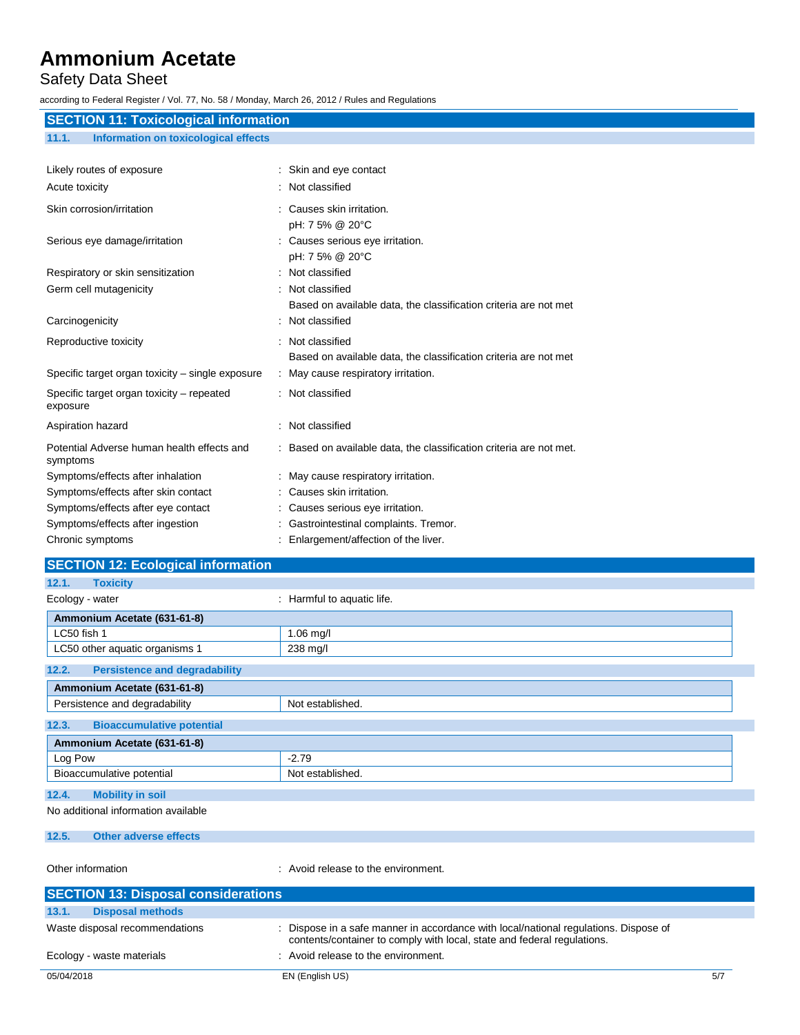## SECTION 11: Toxicological information

### 11.1. Information on toxicological effects

| | |
|---|---|
| Likely routes of exposure | : Skin and eye contact |
| Acute toxicity | : Not classified |
| Skin corrosion/irritation | : Causes skin irritation.<br>pH: 7 5% @ 20°C |
| Serious eye damage/irritation | : Causes serious eye irritation.<br>pH: 7 5% @ 20°C |
| Respiratory or skin sensitization | : Not classified |
| Germ cell mutagenicity | : Not classified<br>Based on available data, the classification criteria are not met |
| Carcinogenicity | : Not classified |
| Reproductive toxicity | : Not classified<br>Based on available data, the classification criteria are not met |
| Specific target organ toxicity – single exposure | : May cause respiratory irritation. |
| Specific target organ toxicity – repeated exposure | : Not classified |
| Aspiration hazard | : Not classified |
| Potential Adverse human health effects and symptoms | : Based on available data, the classification criteria are not met. |
| Symptoms/effects after inhalation | : May cause respiratory irritation. |
| Symptoms/effects after skin contact | : Causes skin irritation. |
| Symptoms/effects after eye contact | : Causes serious eye irritation. |
| Symptoms/effects after ingestion | : Gastrointestinal complaints. Tremor. |
| Chronic symptoms | : Enlargement/affection of the liver. |

## SECTION 12: Ecological information

### 12.1. Toxicity

Ecology - water : Harmful to aquatic life.

| Ammonium Acetate (631-61-8) | |
|---|---|
| LC50 fish 1 | 1.06 mg/l |
| LC50 other aquatic organisms 1 | 238 mg/l |

### 12.2. Persistence and degradability

| Ammonium Acetate (631-61-8) | |
|---|---|
| Persistence and degradability | Not established. |

### 12.3. Bioaccumulative potential

| Ammonium Acetate (631-61-8) | |
|---|---|
| Log Pow | -2.79 |
| Bioaccumulative potential | Not established. |

### 12.4. Mobility in soil

No additional information available

### 12.5. Other adverse effects

Other information : Avoid release to the environment.

## SECTION 13: Disposal considerations

### 13.1. Disposal methods

| | |
|---|---|
| Waste disposal recommendations | : Dispose in a safe manner in accordance with local/national regulations. Dispose of contents/container to comply with local, state and federal regulations. |
| Ecology - waste materials | : Avoid release to the environment. |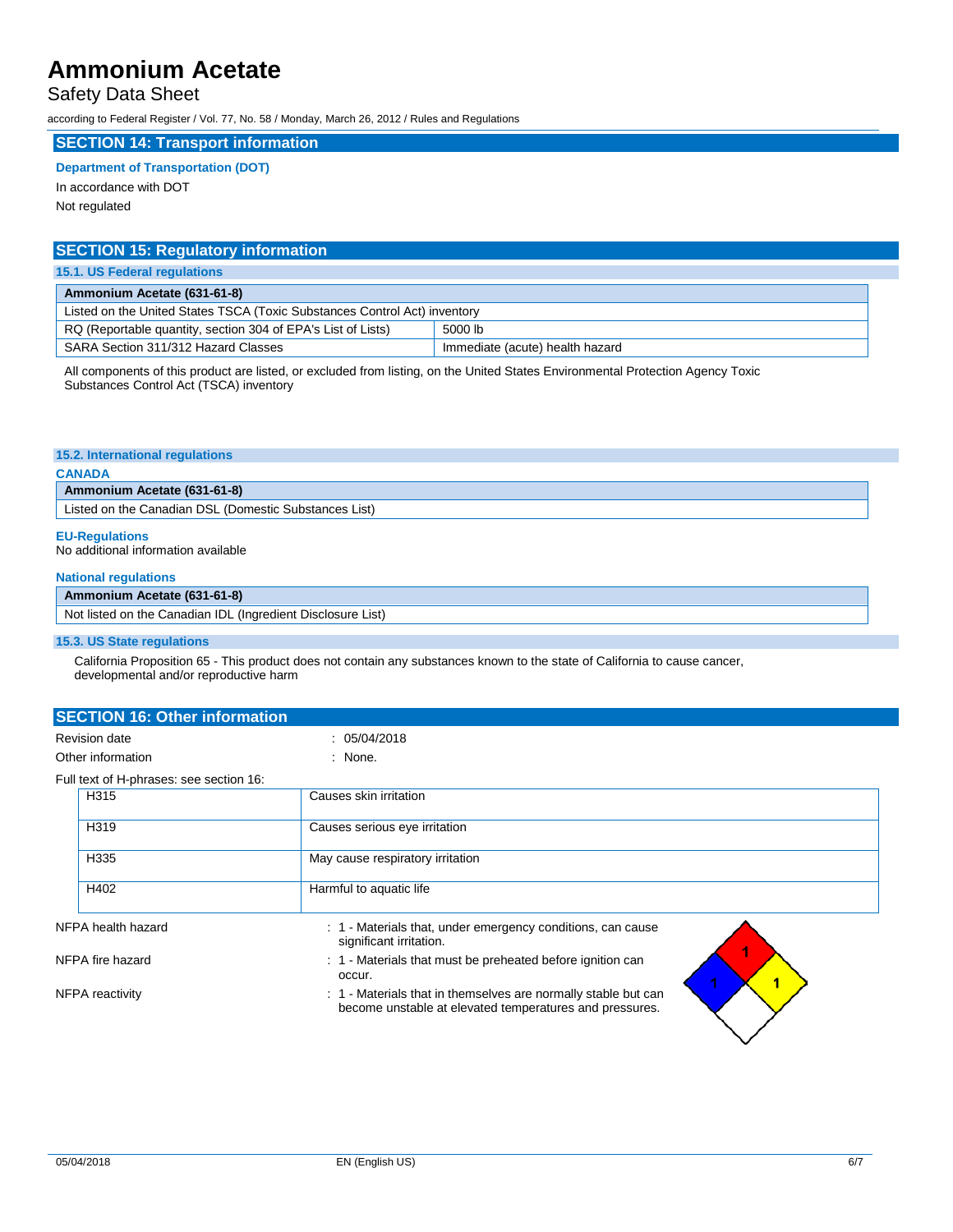## SECTION 14: Transport information

**Department of Transportation (DOT)**

In accordance with DOT

Not regulated

## SECTION 15: Regulatory information

### 15.1. US Federal regulations

| Ammonium Acetate (631-61-8) | |
|---|---|
| Listed on the United States TSCA (Toxic Substances Control Act) inventory | |
| RQ (Reportable quantity, section 304 of EPA's List of Lists) | 5000 lb |
| SARA Section 311/312 Hazard Classes | Immediate (acute) health hazard |

All components of this product are listed, or excluded from listing, on the United States Environmental Protection Agency Toxic Substances Control Act (TSCA) inventory

### 15.2. International regulations

**CANADA**

| Ammonium Acetate (631-61-8) |
|---|
| Listed on the Canadian DSL (Domestic Substances List) |

**EU-Regulations**

No additional information available

**National regulations**

| Ammonium Acetate (631-61-8) |
|---|
| Not listed on the Canadian IDL (Ingredient Disclosure List) |

### 15.3. US State regulations

California Proposition 65 - This product does not contain any substances known to the state of California to cause cancer, developmental and/or reproductive harm

## SECTION 16: Other information

Revision date : 05/04/2018

Other information : None.

Full text of H-phrases: see section 16:

| | |
|---|---|
| H315 | Causes skin irritation |
| H319 | Causes serious eye irritation |
| H335 | May cause respiratory irritation |
| H402 | Harmful to aquatic life |

NFPA health hazard : 1 - Materials that, under emergency conditions, can cause significant irritation.

NFPA fire hazard : 1 - Materials that must be preheated before ignition can occur.

NFPA reactivity : 1 - Materials that in themselves are normally stable but can become unstable at elevated temperatures and pressures.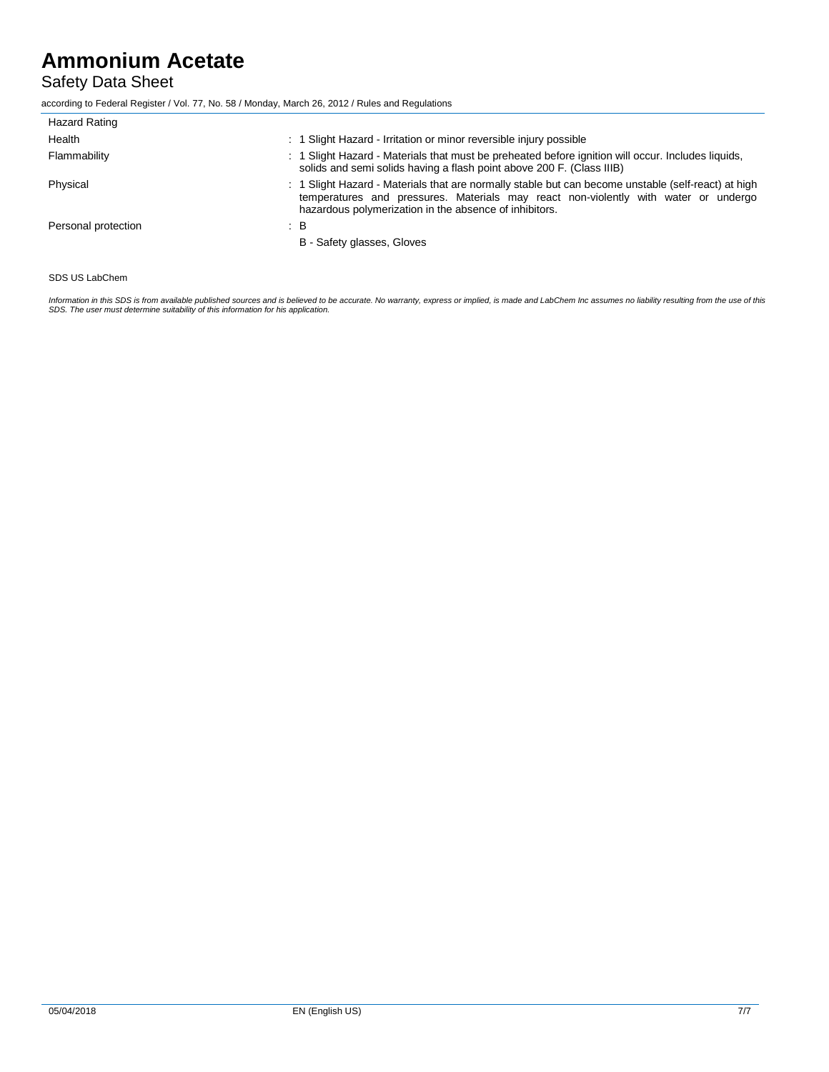Hazard Rating

| | |
|---|---|
| Health | : 1 Slight Hazard - Irritation or minor reversible injury possible |
| Flammability | : 1 Slight Hazard - Materials that must be preheated before ignition will occur. Includes liquids, solids and semi solids having a flash point above 200 F. (Class IIIB) |
| Physical | : 1 Slight Hazard - Materials that are normally stable but can become unstable (self-react) at high temperatures and pressures. Materials may react non-violently with water or undergo hazardous polymerization in the absence of inhibitors. |
| Personal protection | : B<br>B - Safety glasses, Gloves |

SDS US LabChem

*Information in this SDS is from available published sources and is believed to be accurate. No warranty, express or implied, is made and LabChem Inc assumes no liability resulting from the use of this SDS. The user must determine suitability of this information for his application.*